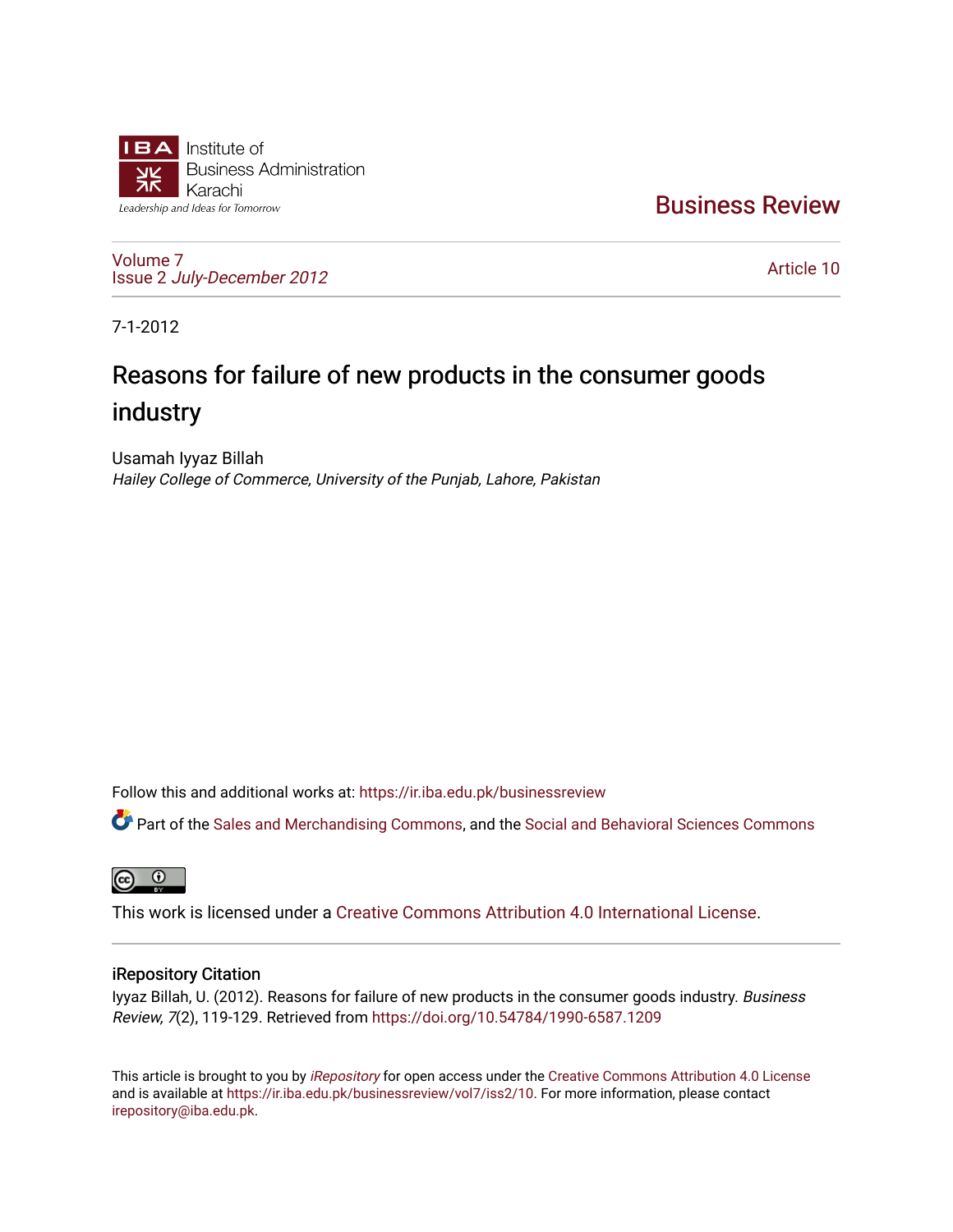Institute of Business Administration Karachi

*Leadership and Ideas for Tomorrow*

Business Review

Volume 7
Issue 2 *July-December 2012*

Article 10

7-1-2012

# Reasons for failure of new products in the consumer goods industry

Usamah Iyyaz Billah
*Hailey College of Commerce, University of the Punjab, Lahore, Pakistan*

Follow this and additional works at: https://ir.iba.edu.pk/businessreview

Part of the Sales and Merchandising Commons, and the Social and Behavioral Sciences Commons

This work is licensed under a Creative Commons Attribution 4.0 International License.

## iRepository Citation

Iyyaz Billah, U. (2012). Reasons for failure of new products in the consumer goods industry. *Business Review, 7*(2), 119-129. Retrieved from https://doi.org/10.54784/1990-6587.1209

This article is brought to you by *iRepository* for open access under the Creative Commons Attribution 4.0 License and is available at https://ir.iba.edu.pk/businessreview/vol7/iss2/10. For more information, please contact irepository@iba.edu.pk.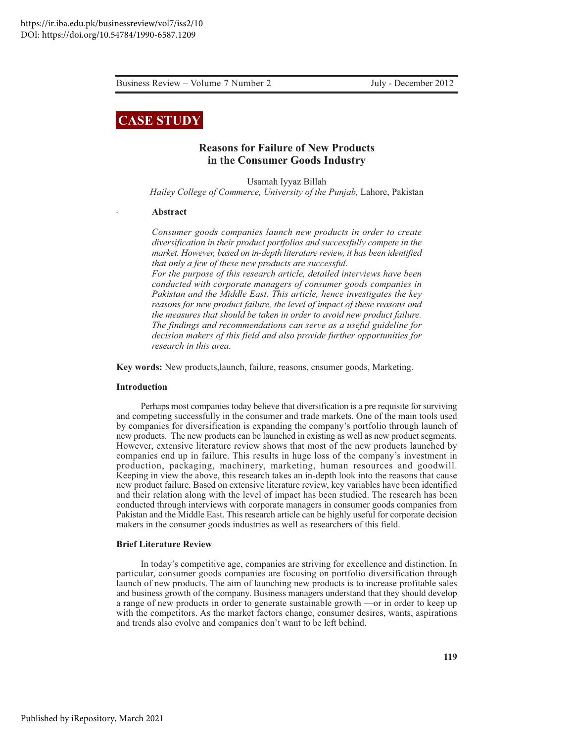# CASE STUDY

## Reasons for Failure of New Products in the Consumer Goods Industry

Usamah Iyyaz Billah
*Hailey College of Commerce, University of the Punjab,* Lahore, Pakistan

### Abstract

*Consumer goods companies launch new products in order to create diversification in their product portfolios and successfully compete in the market. However, based on in-depth literature review, it has been identified that only a few of these new products are successful.*
*For the purpose of this research article, detailed interviews have been conducted with corporate managers of consumer goods companies in Pakistan and the Middle East. This article, hence investigates the key reasons for new product failure, the level of impact of these reasons and the measures that should be taken in order to avoid new product failure. The findings and recommendations can serve as a useful guideline for decision makers of this field and also provide further opportunities for research in this area.*

**Key words:** New products,launch, failure, reasons, cnsumer goods, Marketing.

### Introduction

Perhaps most companies today believe that diversification is a pre requisite for surviving and competing successfully in the consumer and trade markets. One of the main tools used by companies for diversification is expanding the company's portfolio through launch of new products. The new products can be launched in existing as well as new product segments. However, extensive literature review shows that most of the new products launched by companies end up in failure. This results in huge loss of the company's investment in production, packaging, machinery, marketing, human resources and goodwill. Keeping in view the above, this research takes an in-depth look into the reasons that cause new product failure. Based on extensive literature review, key variables have been identified and their relation along with the level of impact has been studied. The research has been conducted through interviews with corporate managers in consumer goods companies from Pakistan and the Middle East. This research article can be highly useful for corporate decision makers in the consumer goods industries as well as researchers of this field.

### Brief Literature Review

In today's competitive age, companies are striving for excellence and distinction. In particular, consumer goods companies are focusing on portfolio diversification through launch of new products. The aim of launching new products is to increase profitable sales and business growth of the company. Business managers understand that they should develop a range of new products in order to generate sustainable growth —or in order to keep up with the competitors. As the market factors change, consumer desires, wants, aspirations and trends also evolve and companies don't want to be left behind.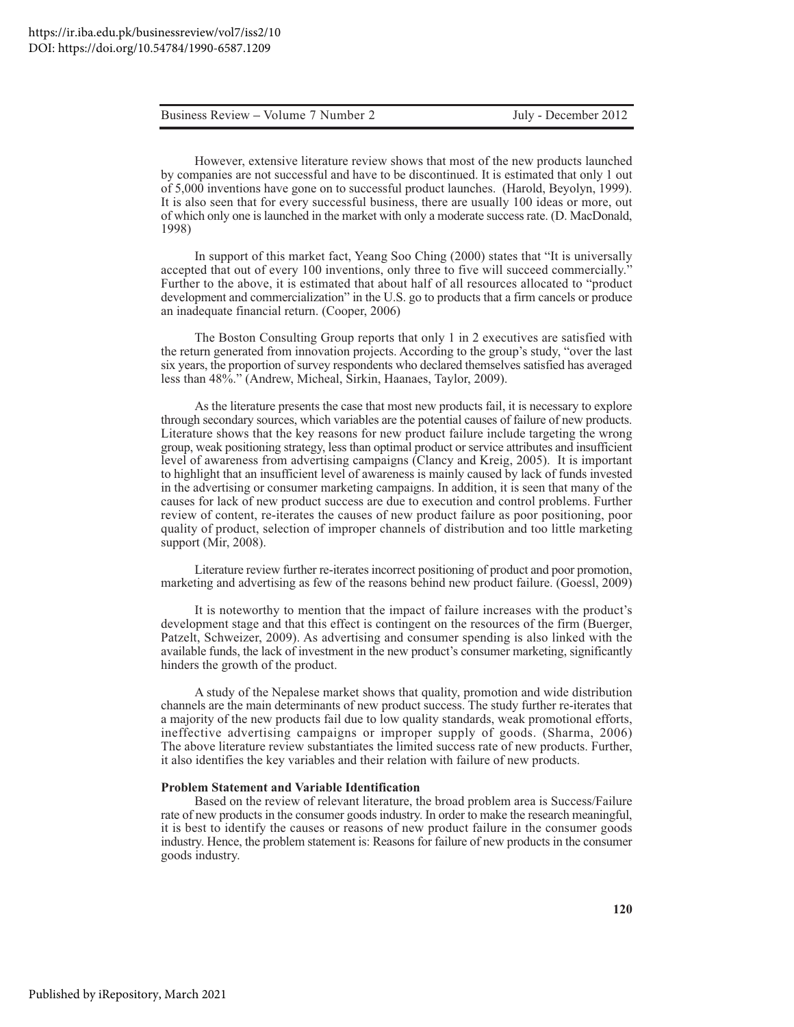However, extensive literature review shows that most of the new products launched by companies are not successful and have to be discontinued. It is estimated that only 1 out of 5,000 inventions have gone on to successful product launches. (Harold, Beyolyn, 1999). It is also seen that for every successful business, there are usually 100 ideas or more, out of which only one is launched in the market with only a moderate success rate. (D. MacDonald, 1998)

In support of this market fact, Yeang Soo Ching (2000) states that "It is universally accepted that out of every 100 inventions, only three to five will succeed commercially." Further to the above, it is estimated that about half of all resources allocated to "product development and commercialization" in the U.S. go to products that a firm cancels or produce an inadequate financial return. (Cooper, 2006)

The Boston Consulting Group reports that only 1 in 2 executives are satisfied with the return generated from innovation projects. According to the group's study, "over the last six years, the proportion of survey respondents who declared themselves satisfied has averaged less than 48%." (Andrew, Micheal, Sirkin, Haanaes, Taylor, 2009).

As the literature presents the case that most new products fail, it is necessary to explore through secondary sources, which variables are the potential causes of failure of new products. Literature shows that the key reasons for new product failure include targeting the wrong group, weak positioning strategy, less than optimal product or service attributes and insufficient level of awareness from advertising campaigns (Clancy and Kreig, 2005). It is important to highlight that an insufficient level of awareness is mainly caused by lack of funds invested in the advertising or consumer marketing campaigns. In addition, it is seen that many of the causes for lack of new product success are due to execution and control problems. Further review of content, re-iterates the causes of new product failure as poor positioning, poor quality of product, selection of improper channels of distribution and too little marketing support (Mir, 2008).

Literature review further re-iterates incorrect positioning of product and poor promotion, marketing and advertising as few of the reasons behind new product failure. (Goessl, 2009)

It is noteworthy to mention that the impact of failure increases with the product's development stage and that this effect is contingent on the resources of the firm (Buerger, Patzelt, Schweizer, 2009). As advertising and consumer spending is also linked with the available funds, the lack of investment in the new product's consumer marketing, significantly hinders the growth of the product.

A study of the Nepalese market shows that quality, promotion and wide distribution channels are the main determinants of new product success. The study further re-iterates that a majority of the new products fail due to low quality standards, weak promotional efforts, ineffective advertising campaigns or improper supply of goods. (Sharma, 2006) The above literature review substantiates the limited success rate of new products. Further, it also identifies the key variables and their relation with failure of new products.

**Problem Statement and Variable Identification**

Based on the review of relevant literature, the broad problem area is Success/Failure rate of new products in the consumer goods industry. In order to make the research meaningful, it is best to identify the causes or reasons of new product failure in the consumer goods industry. Hence, the problem statement is: Reasons for failure of new products in the consumer goods industry.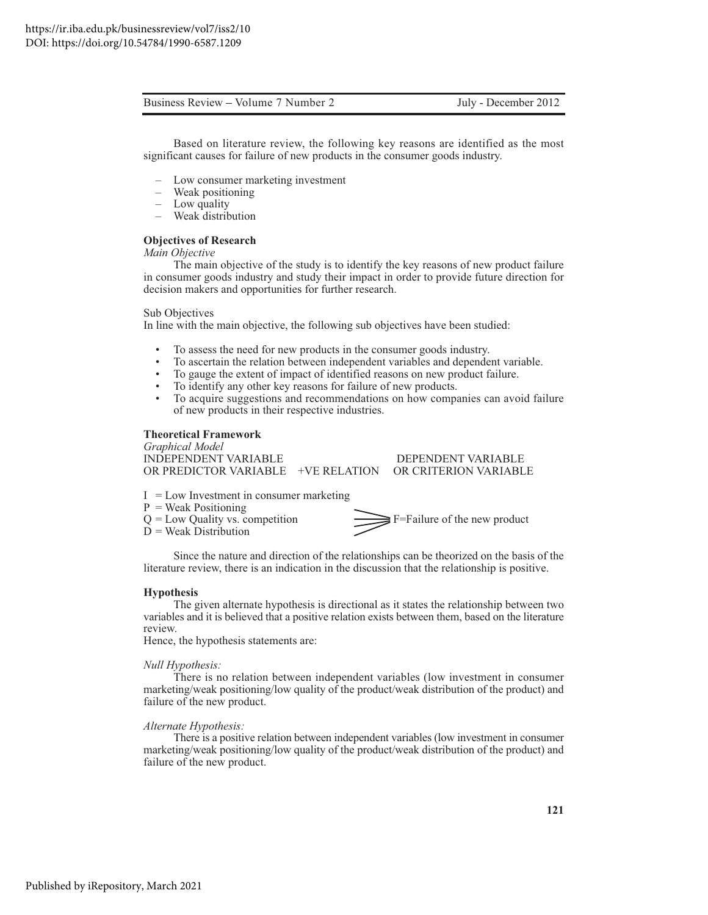Based on literature review, the following key reasons are identified as the most significant causes for failure of new products in the consumer goods industry.

- Low consumer marketing investment
- Weak positioning
- Low quality
- Weak distribution

**Objectives of Research**

*Main Objective*

The main objective of the study is to identify the key reasons of new product failure in consumer goods industry and study their impact in order to provide future direction for decision makers and opportunities for further research.

Sub Objectives

In line with the main objective, the following sub objectives have been studied:

- To assess the need for new products in the consumer goods industry.
- To ascertain the relation between independent variables and dependent variable.
- To gauge the extent of impact of identified reasons on new product failure.
- To identify any other key reasons for failure of new products.
- To acquire suggestions and recommendations on how companies can avoid failure of new products in their respective industries.

**Theoretical Framework**

*Graphical Model*

INDEPENDENT VARIABLE OR PREDICTOR VARIABLE &nbsp;&nbsp; +VE RELATION &nbsp;&nbsp; DEPENDENT VARIABLE OR CRITERION VARIABLE

I = Low Investment in consumer marketing
P = Weak Positioning
Q = Low Quality vs. competition
D = Weak Distribution

→ F=Failure of the new product

Since the nature and direction of the relationships can be theorized on the basis of the literature review, there is an indication in the discussion that the relationship is positive.

**Hypothesis**

The given alternate hypothesis is directional as it states the relationship between two variables and it is believed that a positive relation exists between them, based on the literature review.

Hence, the hypothesis statements are:

*Null Hypothesis:*

There is no relation between independent variables (low investment in consumer marketing/weak positioning/low quality of the product/weak distribution of the product) and failure of the new product.

*Alternate Hypothesis:*

There is a positive relation between independent variables (low investment in consumer marketing/weak positioning/low quality of the product/weak distribution of the product) and failure of the new product.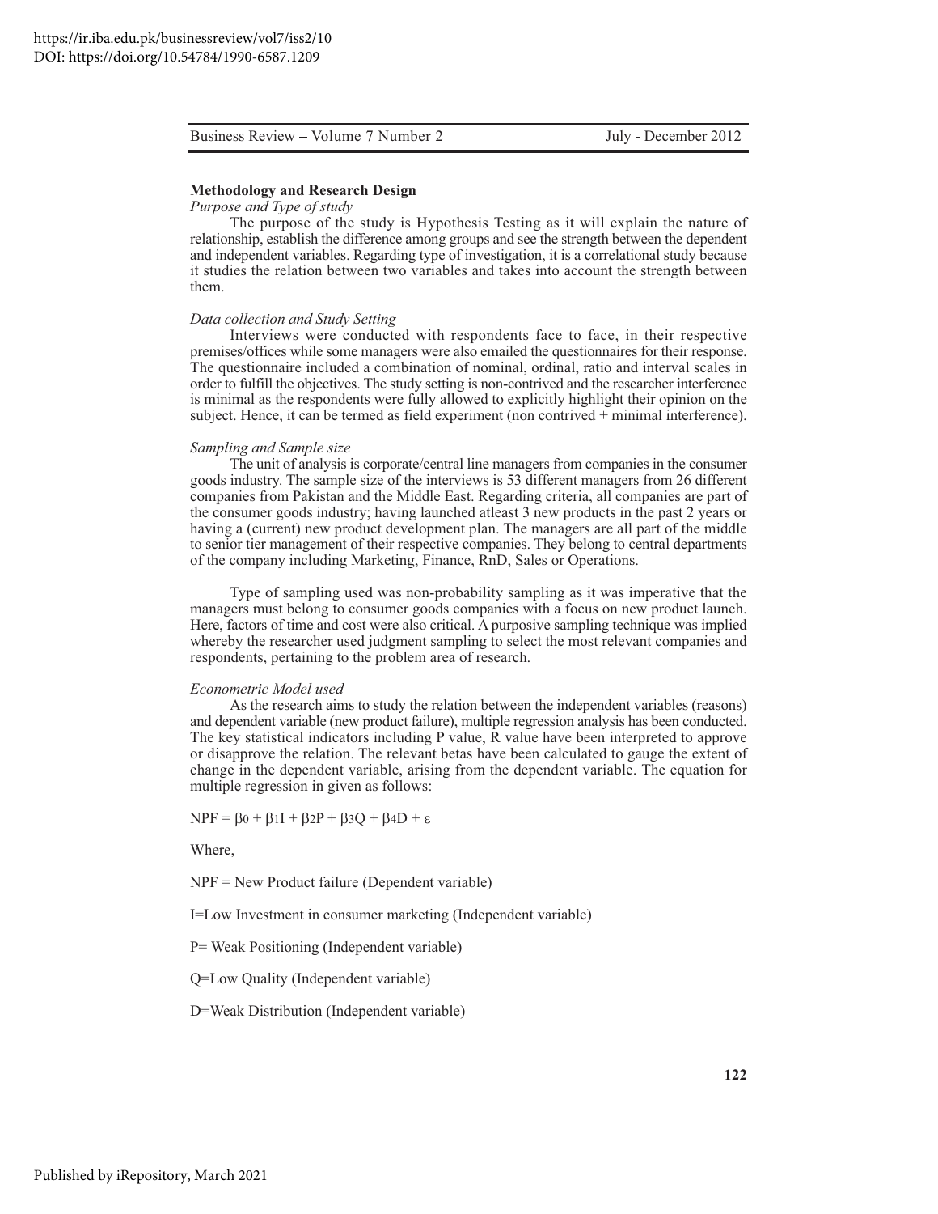## Methodology and Research Design

*Purpose and Type of study*

The purpose of the study is Hypothesis Testing as it will explain the nature of relationship, establish the difference among groups and see the strength between the dependent and independent variables. Regarding type of investigation, it is a correlational study because it studies the relation between two variables and takes into account the strength between them.

*Data collection and Study Setting*

Interviews were conducted with respondents face to face, in their respective premises/offices while some managers were also emailed the questionnaires for their response. The questionnaire included a combination of nominal, ordinal, ratio and interval scales in order to fulfill the objectives. The study setting is non-contrived and the researcher interference is minimal as the respondents were fully allowed to explicitly highlight their opinion on the subject. Hence, it can be termed as field experiment (non contrived + minimal interference).

*Sampling and Sample size*

The unit of analysis is corporate/central line managers from companies in the consumer goods industry. The sample size of the interviews is 53 different managers from 26 different companies from Pakistan and the Middle East. Regarding criteria, all companies are part of the consumer goods industry; having launched atleast 3 new products in the past 2 years or having a (current) new product development plan. The managers are all part of the middle to senior tier management of their respective companies. They belong to central departments of the company including Marketing, Finance, RnD, Sales or Operations.

Type of sampling used was non-probability sampling as it was imperative that the managers must belong to consumer goods companies with a focus on new product launch. Here, factors of time and cost were also critical. A purposive sampling technique was implied whereby the researcher used judgment sampling to select the most relevant companies and respondents, pertaining to the problem area of research.

*Econometric Model used*

As the research aims to study the relation between the independent variables (reasons) and dependent variable (new product failure), multiple regression analysis has been conducted. The key statistical indicators including P value, R value have been interpreted to approve or disapprove the relation. The relevant betas have been calculated to gauge the extent of change in the dependent variable, arising from the dependent variable. The equation for multiple regression in given as follows:

$$NPF = \beta_0 + \beta_1 I + \beta_2 P + \beta_3 Q + \beta_4 D + \varepsilon$$

Where,

NPF = New Product failure (Dependent variable)

I=Low Investment in consumer marketing (Independent variable)

P= Weak Positioning (Independent variable)

Q=Low Quality (Independent variable)

D=Weak Distribution (Independent variable)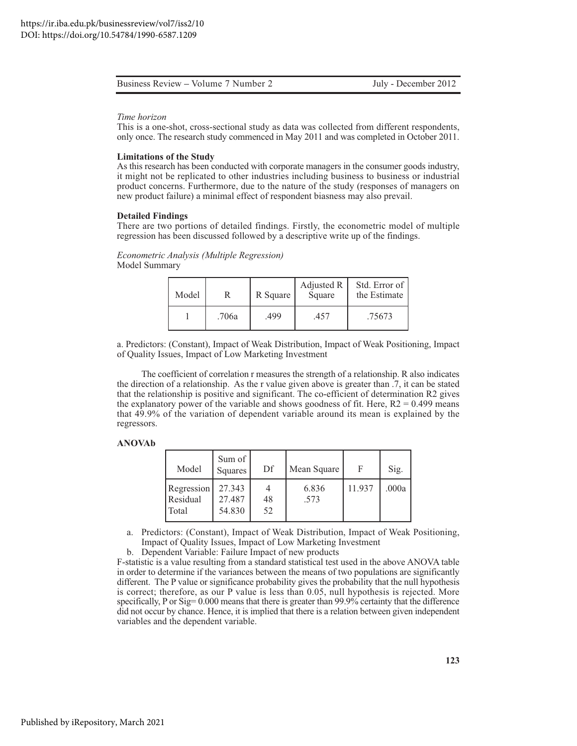*Time horizon*
This is a one-shot, cross-sectional study as data was collected from different respondents, only once. The research study commenced in May 2011 and was completed in October 2011.

**Limitations of the Study**
As this research has been conducted with corporate managers in the consumer goods industry, it might not be replicated to other industries including business to business or industrial product concerns. Furthermore, due to the nature of the study (responses of managers on new product failure) a minimal effect of respondent biasness may also prevail.

**Detailed Findings**
There are two portions of detailed findings. Firstly, the econometric model of multiple regression has been discussed followed by a descriptive write up of the findings.

*Econometric Analysis (Multiple Regression)*
Model Summary

| Model | R | R Square | Adjusted R Square | Std. Error of the Estimate |
|---|---|---|---|---|
| 1 | .706a | .499 | .457 | .75673 |

a. Predictors: (Constant), Impact of Weak Distribution, Impact of Weak Positioning, Impact of Quality Issues, Impact of Low Marketing Investment

The coefficient of correlation r measures the strength of a relationship. R also indicates the direction of a relationship. As the r value given above is greater than .7, it can be stated that the relationship is positive and significant. The co-efficient of determination R2 gives the explanatory power of the variable and shows goodness of fit. Here, $R2 = 0.499$ means that 49.9% of the variation of dependent variable around its mean is explained by the regressors.

**ANOVAb**

| Model | Sum of Squares | Df | Mean Square | F | Sig. |
|---|---|---|---|---|---|
| Regression | 27.343 | 4 | 6.836 | 11.937 | .000a |
| Residual | 27.487 | 48 | .573 | | |
| Total | 54.830 | 52 | | | |

a. Predictors: (Constant), Impact of Weak Distribution, Impact of Weak Positioning, Impact of Quality Issues, Impact of Low Marketing Investment
b. Dependent Variable: Failure Impact of new products

F-statistic is a value resulting from a standard statistical test used in the above ANOVA table in order to determine if the variances between the means of two populations are significantly different. The P value or significance probability gives the probability that the null hypothesis is correct; therefore, as our P value is less than 0.05, null hypothesis is rejected. More specifically, P or Sig= 0.000 means that there is greater than 99.9% certainty that the difference did not occur by chance. Hence, it is implied that there is a relation between given independent variables and the dependent variable.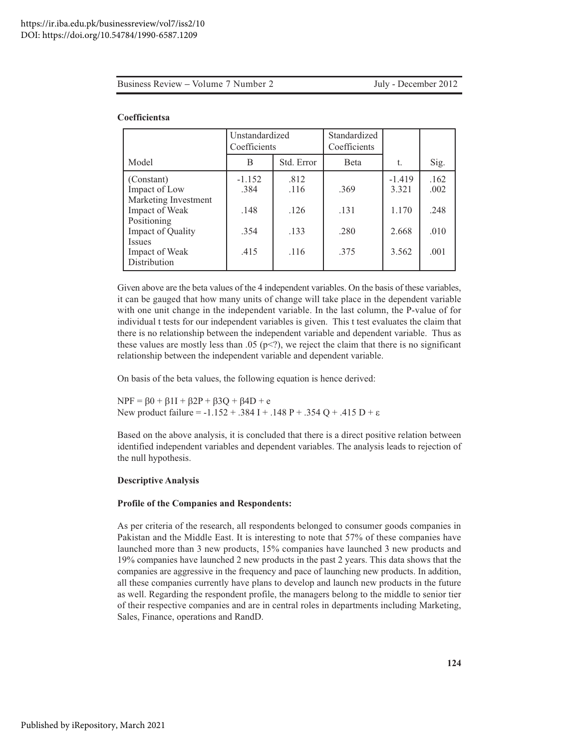**Coefficientsa**

| Model | Unstandardized Coefficients | | Standardized Coefficients | | |
|---|---|---|---|---|---|
| | B | Std. Error | Beta | t. | Sig. |
| (Constant) | -1.152 | .812 | | -1.419 | .162 |
| Impact of Low Marketing Investment | .384 | .116 | .369 | 3.321 | .002 |
| Impact of Weak Positioning | .148 | .126 | .131 | 1.170 | .248 |
| Impact of Quality Issues | .354 | .133 | .280 | 2.668 | .010 |
| Impact of Weak Distribution | .415 | .116 | .375 | 3.562 | .001 |

Given above are the beta values of the 4 independent variables. On the basis of these variables, it can be gauged that how many units of change will take place in the dependent variable with one unit change in the independent variable. In the last column, the P-value of for individual t tests for our independent variables is given. This t test evaluates the claim that there is no relationship between the independent variable and dependent variable. Thus as these values are mostly less than .05 (p<?), we reject the claim that there is no significant relationship between the independent variable and dependent variable.

On basis of the beta values, the following equation is hence derived:

$$NPF = \beta 0 + \beta 1I + \beta 2P + \beta 3Q + \beta 4D + e$$

$$\text{New product failure} = -1.152 + .384\ I + .148\ P + .354\ Q + .415\ D + \varepsilon$$

Based on the above analysis, it is concluded that there is a direct positive relation between identified independent variables and dependent variables. The analysis leads to rejection of the null hypothesis.

**Descriptive Analysis**

**Profile of the Companies and Respondents:**

As per criteria of the research, all respondents belonged to consumer goods companies in Pakistan and the Middle East. It is interesting to note that 57% of these companies have launched more than 3 new products, 15% companies have launched 3 new products and 19% companies have launched 2 new products in the past 2 years. This data shows that the companies are aggressive in the frequency and pace of launching new products. In addition, all these companies currently have plans to develop and launch new products in the future as well. Regarding the respondent profile, the managers belong to the middle to senior tier of their respective companies and are in central roles in departments including Marketing, Sales, Finance, operations and RandD.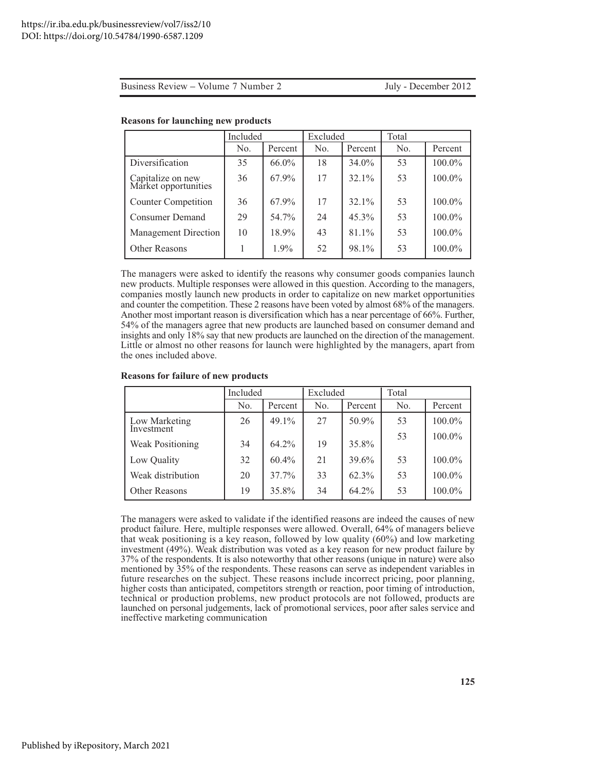**Reasons for launching new products**

| | Included | | Excluded | | Total | |
|---|---|---|---|---|---|---|
| | No. | Percent | No. | Percent | No. | Percent |
| Diversification | 35 | 66.0% | 18 | 34.0% | 53 | 100.0% |
| Capitalize on new Market opportunities | 36 | 67.9% | 17 | 32.1% | 53 | 100.0% |
| Counter Competition | 36 | 67.9% | 17 | 32.1% | 53 | 100.0% |
| Consumer Demand | 29 | 54.7% | 24 | 45.3% | 53 | 100.0% |
| Management Direction | 10 | 18.9% | 43 | 81.1% | 53 | 100.0% |
| Other Reasons | 1 | 1.9% | 52 | 98.1% | 53 | 100.0% |

The managers were asked to identify the reasons why consumer goods companies launch new products. Multiple responses were allowed in this question. According to the managers, companies mostly launch new products in order to capitalize on new market opportunities and counter the competition. These 2 reasons have been voted by almost 68% of the managers. Another most important reason is diversification which has a near percentage of 66%. Further, 54% of the managers agree that new products are launched based on consumer demand and insights and only 18% say that new products are launched on the direction of the management. Little or almost no other reasons for launch were highlighted by the managers, apart from the ones included above.

**Reasons for failure of new products**

| | Included | | Excluded | | Total | |
|---|---|---|---|---|---|---|
| | No. | Percent | No. | Percent | No. | Percent |
| Low Marketing Investment | 26 | 49.1% | 27 | 50.9% | 53 | 100.0% |
| Weak Positioning | 34 | 64.2% | 19 | 35.8% | 53 | 100.0% |
| Low Quality | 32 | 60.4% | 21 | 39.6% | 53 | 100.0% |
| Weak distribution | 20 | 37.7% | 33 | 62.3% | 53 | 100.0% |
| Other Reasons | 19 | 35.8% | 34 | 64.2% | 53 | 100.0% |

The managers were asked to validate if the identified reasons are indeed the causes of new product failure. Here, multiple responses were allowed. Overall, 64% of managers believe that weak positioning is a key reason, followed by low quality (60%) and low marketing investment (49%). Weak distribution was voted as a key reason for new product failure by 37% of the respondents. It is also noteworthy that other reasons (unique in nature) were also mentioned by 35% of the respondents. These reasons can serve as independent variables in future researches on the subject. These reasons include incorrect pricing, poor planning, higher costs than anticipated, competitors strength or reaction, poor timing of introduction, technical or production problems, new product protocols are not followed, products are launched on personal judgements, lack of promotional services, poor after sales service and ineffective marketing communication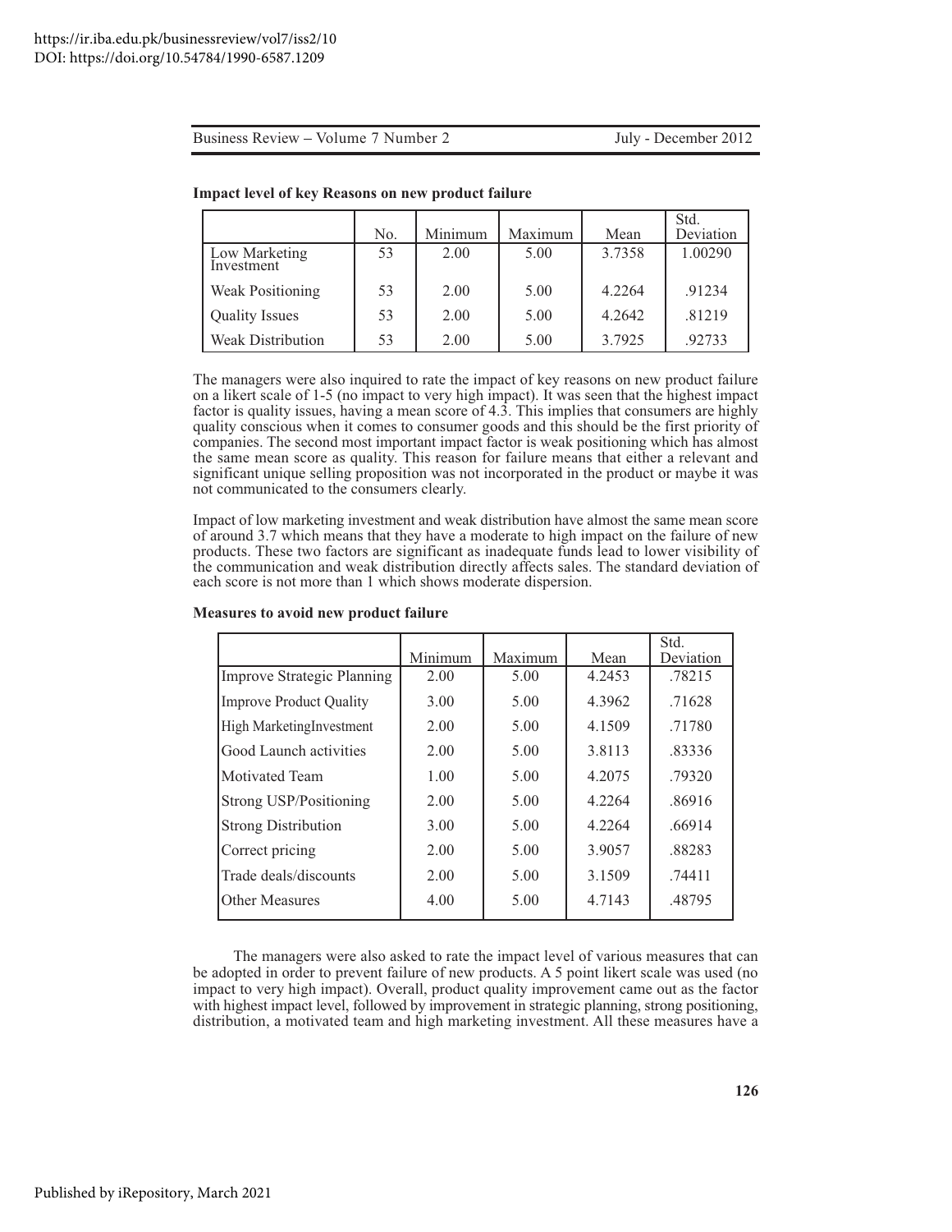**Impact level of key Reasons on new product failure**

| | No. | Minimum | Maximum | Mean | Std. Deviation |
|---|---|---|---|---|---|
| Low Marketing Investment | 53 | 2.00 | 5.00 | 3.7358 | 1.00290 |
| Weak Positioning | 53 | 2.00 | 5.00 | 4.2264 | .91234 |
| Quality Issues | 53 | 2.00 | 5.00 | 4.2642 | .81219 |
| Weak Distribution | 53 | 2.00 | 5.00 | 3.7925 | .92733 |

The managers were also inquired to rate the impact of key reasons on new product failure on a likert scale of 1-5 (no impact to very high impact). It was seen that the highest impact factor is quality issues, having a mean score of 4.3. This implies that consumers are highly quality conscious when it comes to consumer goods and this should be the first priority of companies. The second most important impact factor is weak positioning which has almost the same mean score as quality. This reason for failure means that either a relevant and significant unique selling proposition was not incorporated in the product or maybe it was not communicated to the consumers clearly.

Impact of low marketing investment and weak distribution have almost the same mean score of around 3.7 which means that they have a moderate to high impact on the failure of new products. These two factors are significant are inadequate funds lead to lower visibility of the communication and weak distribution directly affects sales. The standard deviation of each score is not more than 1 which shows moderate dispersion.

**Measures to avoid new product failure**

| | Minimum | Maximum | Mean | Std. Deviation |
|---|---|---|---|---|
| Improve Strategic Planning | 2.00 | 5.00 | 4.2453 | .78215 |
| Improve Product Quality | 3.00 | 5.00 | 4.3962 | .71628 |
| High MarketingInvestment | 2.00 | 5.00 | 4.1509 | .71780 |
| Good Launch activities | 2.00 | 5.00 | 3.8113 | .83336 |
| Motivated Team | 1.00 | 5.00 | 4.2075 | .79320 |
| Strong USP/Positioning | 2.00 | 5.00 | 4.2264 | .86916 |
| Strong Distribution | 3.00 | 5.00 | 4.2264 | .66914 |
| Correct pricing | 2.00 | 5.00 | 3.9057 | .88283 |
| Trade deals/discounts | 2.00 | 5.00 | 3.1509 | .74411 |
| Other Measures | 4.00 | 5.00 | 4.7143 | .48795 |

The managers were also asked to rate the impact level of various measures that can be adopted in order to prevent failure of new products. A 5 point likert scale was used (no impact to very high impact). Overall, product quality improvement came out as the factor with highest impact level, followed by improvement in strategic planning, strong positioning, distribution, a motivated team and high marketing investment. All these measures have a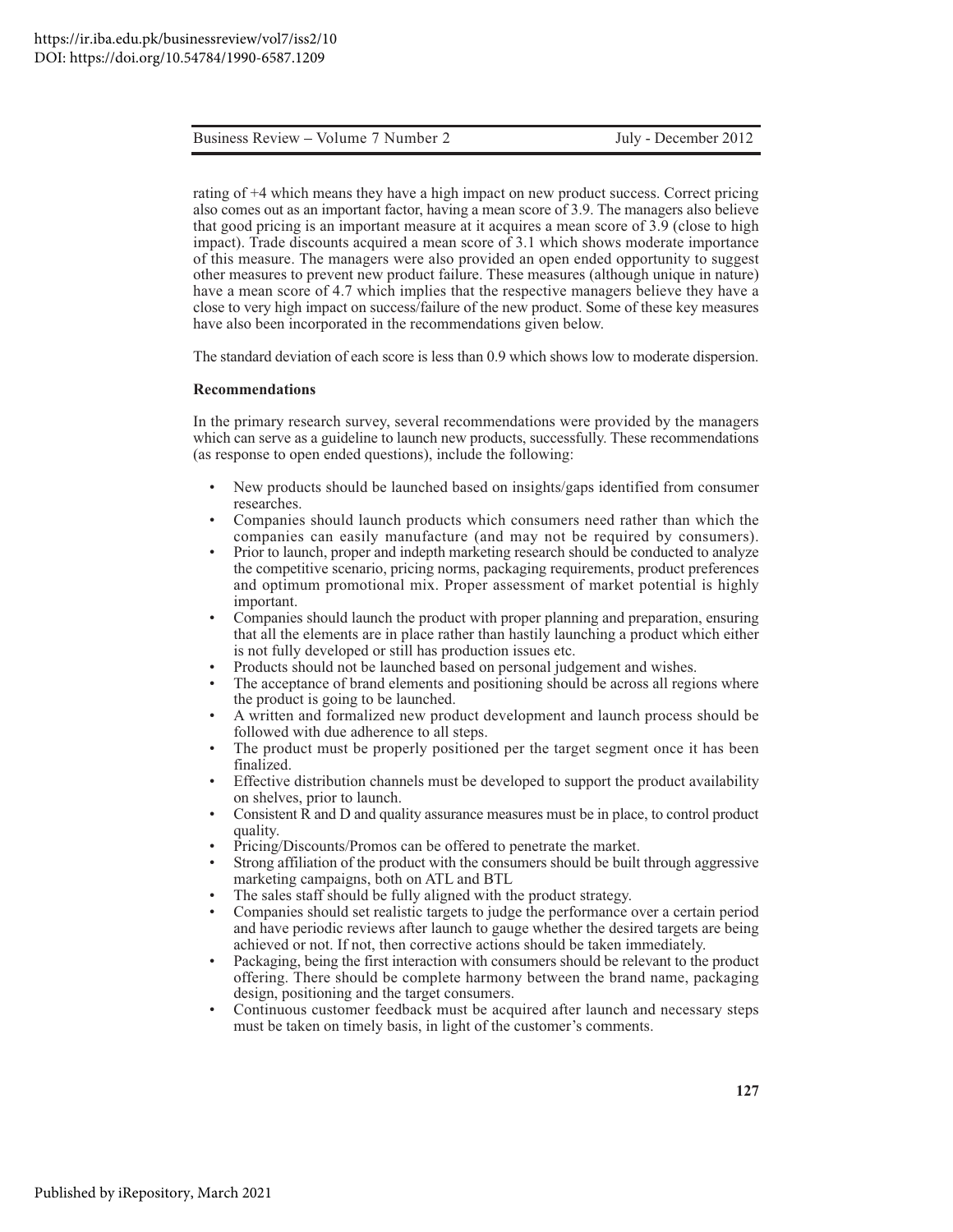rating of +4 which means they have a high impact on new product success. Correct pricing also comes out as an important factor, having a mean score of 3.9. The managers also believe that good pricing is an important measure at it acquires a mean score of 3.9 (close to high impact). Trade discounts acquired a mean score of 3.1 which shows moderate importance of this measure. The managers were also provided an open ended opportunity to suggest other measures to prevent new product failure. These measures (although unique in nature) have a mean score of 4.7 which implies that the respective managers believe they have a close to very high impact on success/failure of the new product. Some of these key measures have also been incorporated in the recommendations given below.

The standard deviation of each score is less than 0.9 which shows low to moderate dispersion.

**Recommendations**

In the primary research survey, several recommendations were provided by the managers which can serve as a guideline to launch new products, successfully. These recommendations (as response to open ended questions), include the following:

- New products should be launched based on insights/gaps identified from consumer researches.
- Companies should launch products which consumers need rather than which the companies can easily manufacture (and may not be required by consumers).
- Prior to launch, proper and indepth marketing research should be conducted to analyze the competitive scenario, pricing norms, packaging requirements, product preferences and optimum promotional mix. Proper assessment of market potential is highly important.
- Companies should launch the product with proper planning and preparation, ensuring that all the elements are in place rather than hastily launching a product which either is not fully developed or still has production issues etc.
- Products should not be launched based on personal judgement and wishes.
- The acceptance of brand elements and positioning should be across all regions where the product is going to be launched.
- A written and formalized new product development and launch process should be followed with due adherence to all steps.
- The product must be properly positioned per the target segment once it has been finalized.
- Effective distribution channels must be developed to support the product availability on shelves, prior to launch.
- Consistent R and D and quality assurance measures must be in place, to control product quality.
- Pricing/Discounts/Promos can be offered to penetrate the market.
- Strong affiliation of the product with the consumers should be built through aggressive marketing campaigns, both on ATL and BTL
- The sales staff should be fully aligned with the product strategy.
- Companies should set realistic targets to judge the performance over a certain period and have periodic reviews after launch to gauge whether the desired targets are being achieved or not. If not, then corrective actions should be taken immediately.
- Packaging, being the first interaction with consumers should be relevant to the product offering. There should be complete harmony between the brand name, packaging design, positioning and the target consumers.
- Continuous customer feedback must be acquired after launch and necessary steps must be taken on timely basis, in light of the customer's comments.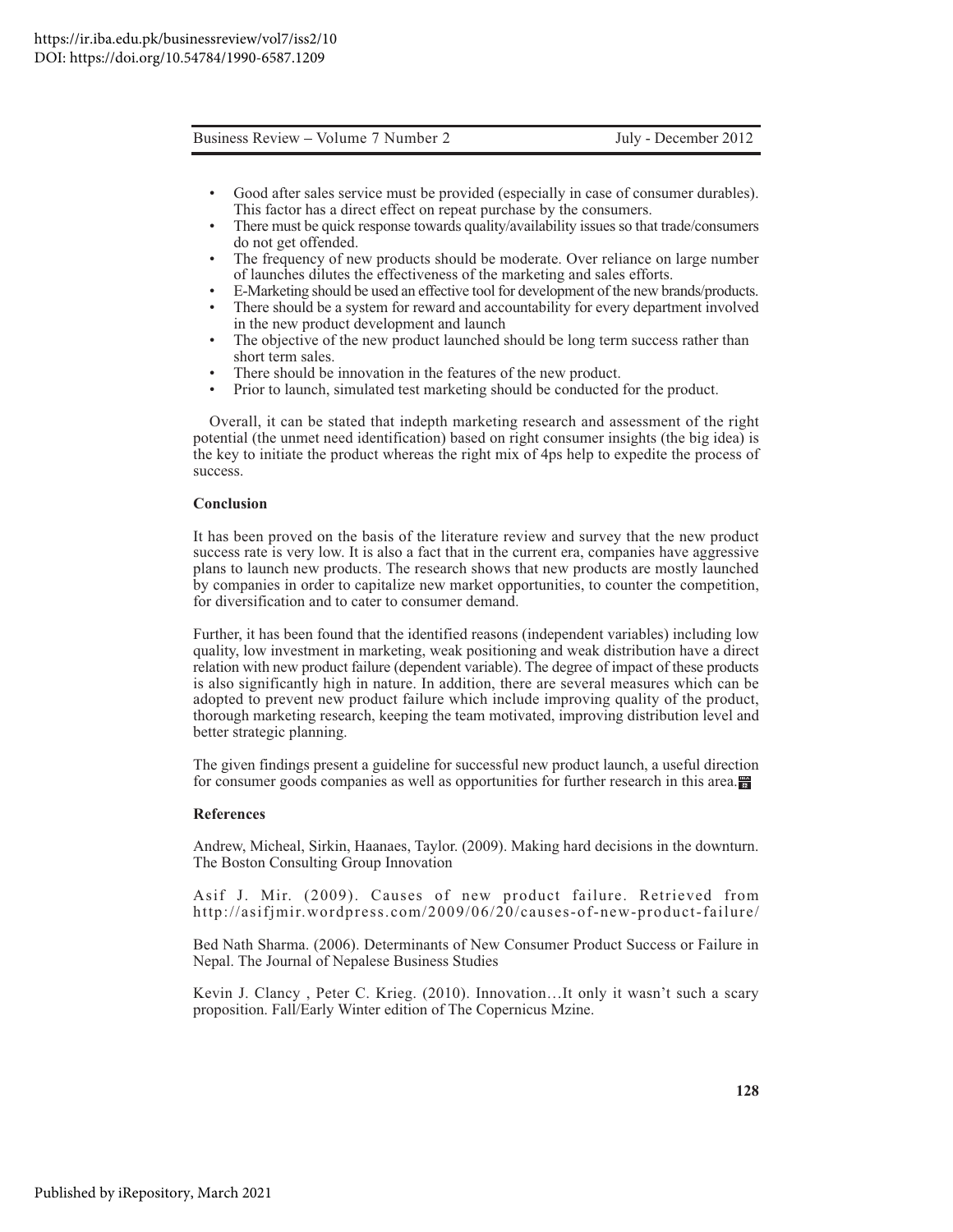- Good after sales service must be provided (especially in case of consumer durables). This factor has a direct effect on repeat purchase by the consumers.
- There must be quick response towards quality/availability issues so that trade/consumers do not get offended.
- The frequency of new products should be moderate. Over reliance on large number of launches dilutes the effectiveness of the marketing and sales efforts.
- E-Marketing should be used an effective tool for development of the new brands/products.
- There should be a system for reward and accountability for every department involved in the new product development and launch
- The objective of the new product launched should be long term success rather than short term sales.
- There should be innovation in the features of the new product.
- Prior to launch, simulated test marketing should be conducted for the product.

Overall, it can be stated that indepth marketing research and assessment of the right potential (the unmet need identification) based on right consumer insights (the big idea) is the key to initiate the product whereas the right mix of 4ps help to expedite the process of success.

**Conclusion**

It has been proved on the basis of the literature review and survey that the new product success rate is very low. It is also a fact that in the current era, companies have aggressive plans to launch new products. The research shows that new products are mostly launched by companies in order to capitalize new market opportunities, to counter the competition, for diversification and to cater to consumer demand.

Further, it has been found that the identified reasons (independent variables) including low quality, low investment in marketing, weak positioning and weak distribution have a direct relation with new product failure (dependent variable). The degree of impact of these products is also significantly high in nature. In addition, there are several measures which can be adopted to prevent new product failure which include improving quality of the product, thorough marketing research, keeping the team motivated, improving distribution level and better strategic planning.

The given findings present a guideline for successful new product launch, a useful direction for consumer goods companies as well as opportunities for further research in this area.

**References**

Andrew, Micheal, Sirkin, Haanaes, Taylor. (2009). Making hard decisions in the downturn. The Boston Consulting Group Innovation

Asif J. Mir. (2009). Causes of new product failure. Retrieved from http://asifjmir.wordpress.com/2009/06/20/causes-of-new-product-failure/

Bed Nath Sharma. (2006). Determinants of New Consumer Product Success or Failure in Nepal. The Journal of Nepalese Business Studies

Kevin J. Clancy , Peter C. Krieg. (2010). Innovation…It only it wasn't such a scary proposition. Fall/Early Winter edition of The Copernicus Mzine.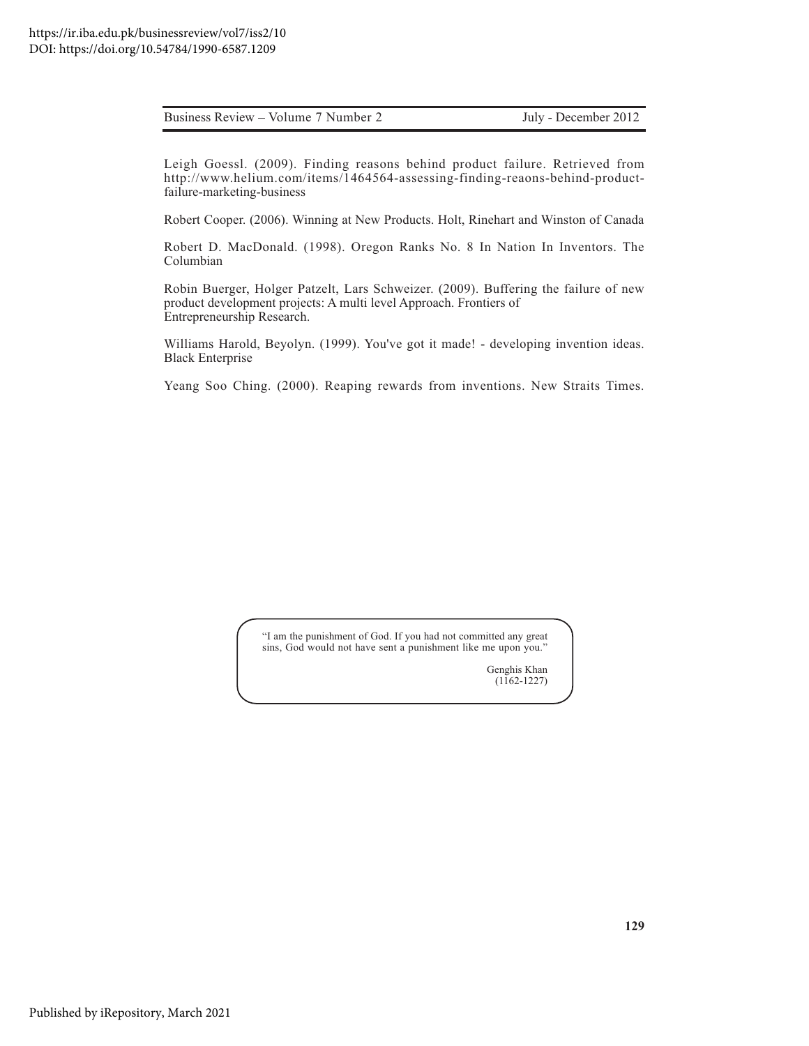Leigh Goessl. (2009). Finding reasons behind product failure. Retrieved from http://www.helium.com/items/1464564-assessing-finding-reaons-behind-product-failure-marketing-business

Robert Cooper. (2006). Winning at New Products. Holt, Rinehart and Winston of Canada

Robert D. MacDonald. (1998). Oregon Ranks No. 8 In Nation In Inventors. The Columbian

Robin Buerger, Holger Patzelt, Lars Schweizer. (2009). Buffering the failure of new product development projects: A multi level Approach. Frontiers of Entrepreneurship Research.

Williams Harold, Beyolyn. (1999). You've got it made! - developing invention ideas. Black Enterprise

Yeang Soo Ching. (2000). Reaping rewards from inventions. New Straits Times.

> "I am the punishment of God. If you had not committed any great sins, God would not have sent a punishment like me upon you."
>
> Genghis Khan
> (1162-1227)